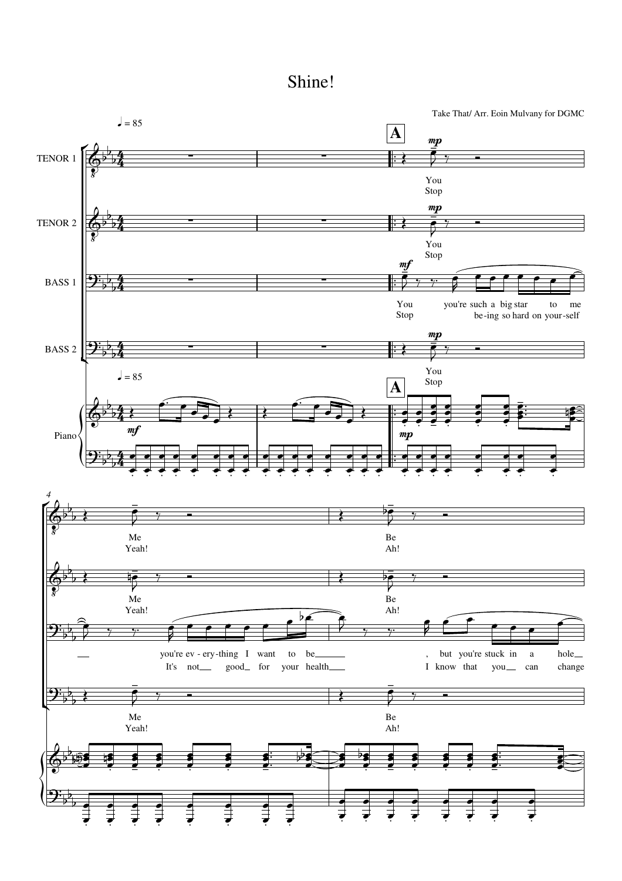# Shine!

Take That/ Arr. Eoin Mulvany for DGMC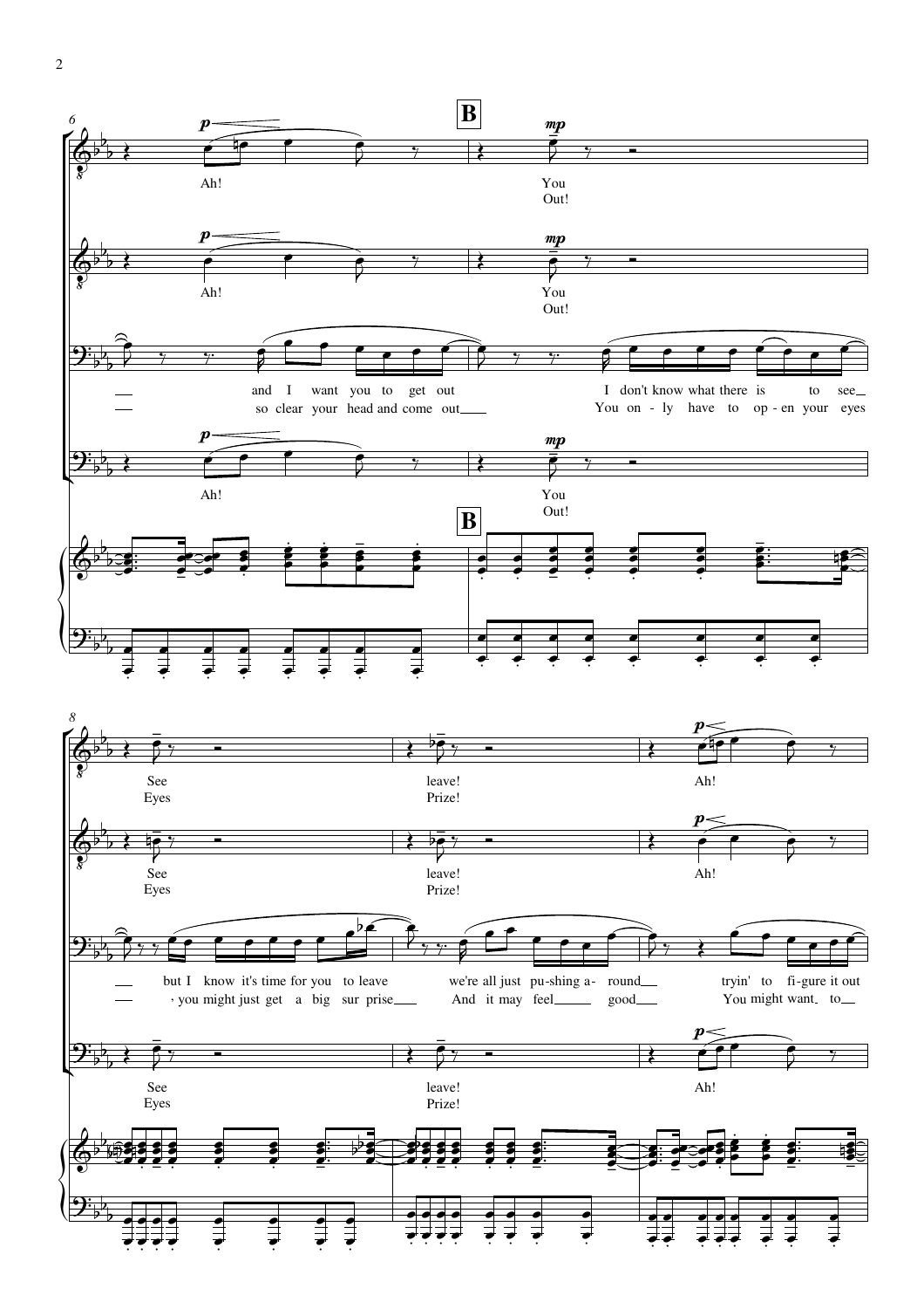B

Ah! You Out!

Ah! You Out!

and I want you to get out I don't know what there is to see
so clear your head and come out You on - ly have to op - en your eyes

Ah! You Out!

B

See Eyes leave! Prize! Ah!

See Eyes leave! Prize! Ah!

but I know it's time for you to leave we're all just pu-shing a- round tryin' to fi-gure it out
, you might just get a big sur prise And it may feel good You might want to

See Eyes leave! Prize! Ah!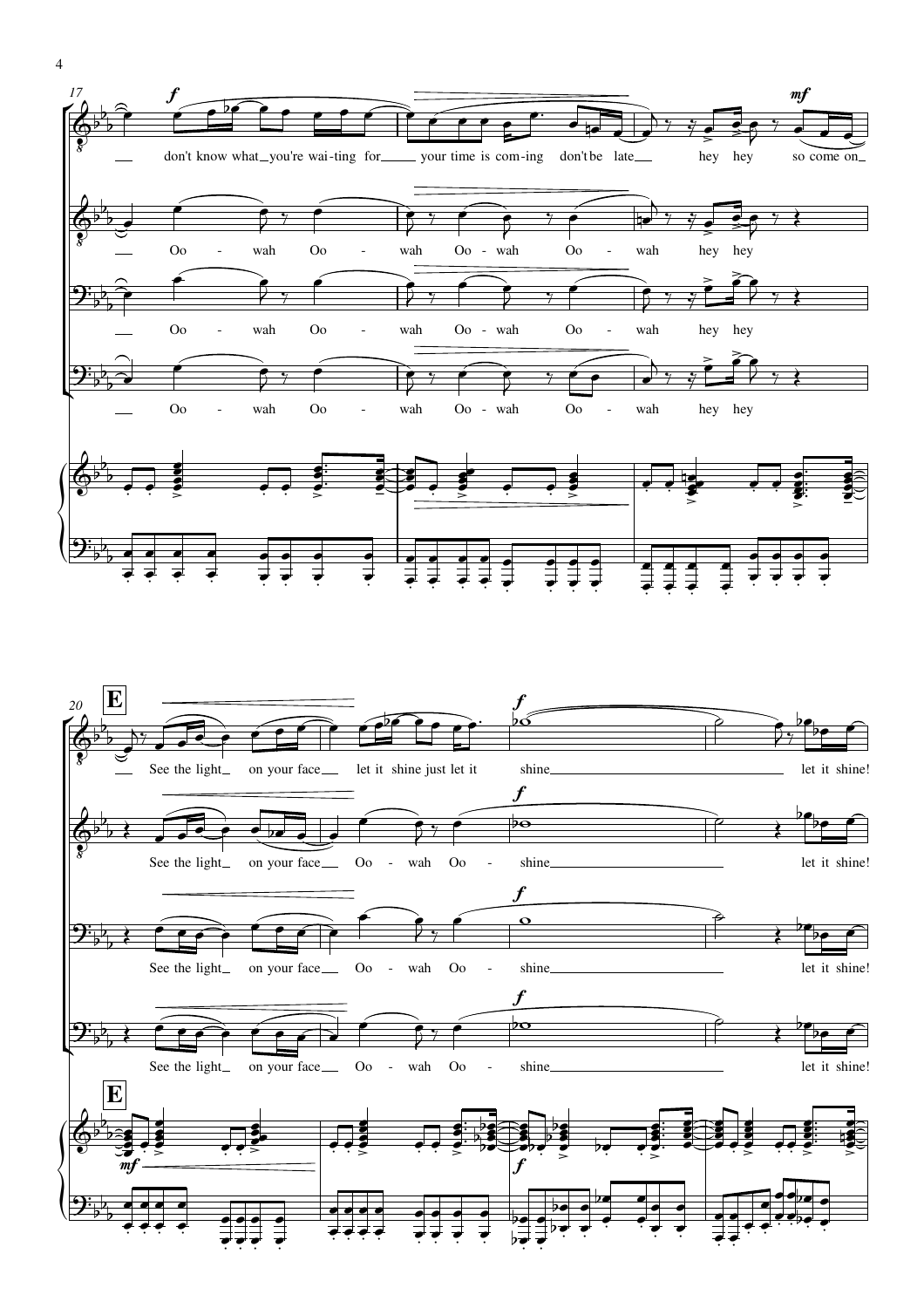17

*f* *mf*

don't know what you're wai-ting for your time is com-ing don't be late hey hey so come on

Oo - wah Oo - wah Oo - wah Oo - wah hey hey

Oo - wah Oo - wah Oo - wah Oo - wah hey hey

Oo - wah Oo - wah Oo - wah Oo - wah hey hey

20 **E**

*f*

See the light on your face let it shine just let it shine let it shine!

See the light on your face Oo - wah Oo - shine let it shine!

See the light on your face Oo - wah Oo - shine let it shine!

See the light on your face Oo - wah Oo - shine let it shine!

**E**

*mf* *f*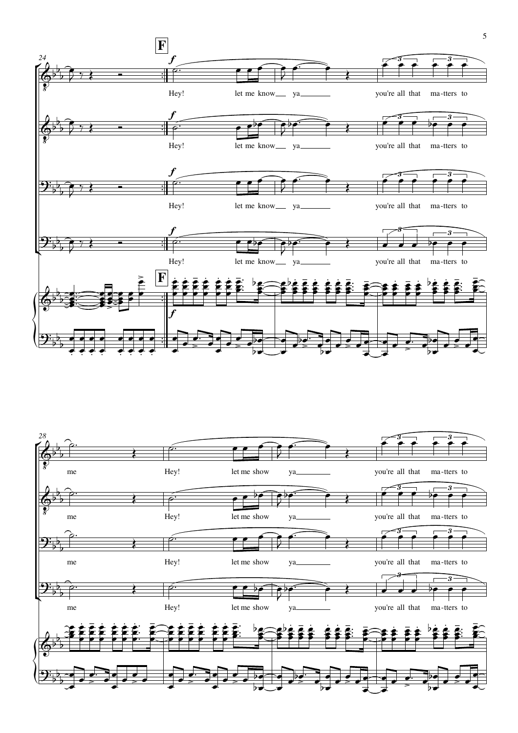**F**

*f*

Hey! let me know ya you're all that ma-tters to

Hey! let me know ya you're all that ma-tters to

Hey! let me know ya you're all that ma-tters to

Hey! let me know ya you're all that ma-tters to

me Hey! let me show ya you're all that ma-tters to

me Hey! let me show ya you're all that ma-tters to

me Hey! let me show ya you're all that ma-tters to

me Hey! let me show ya you're all that ma-tters to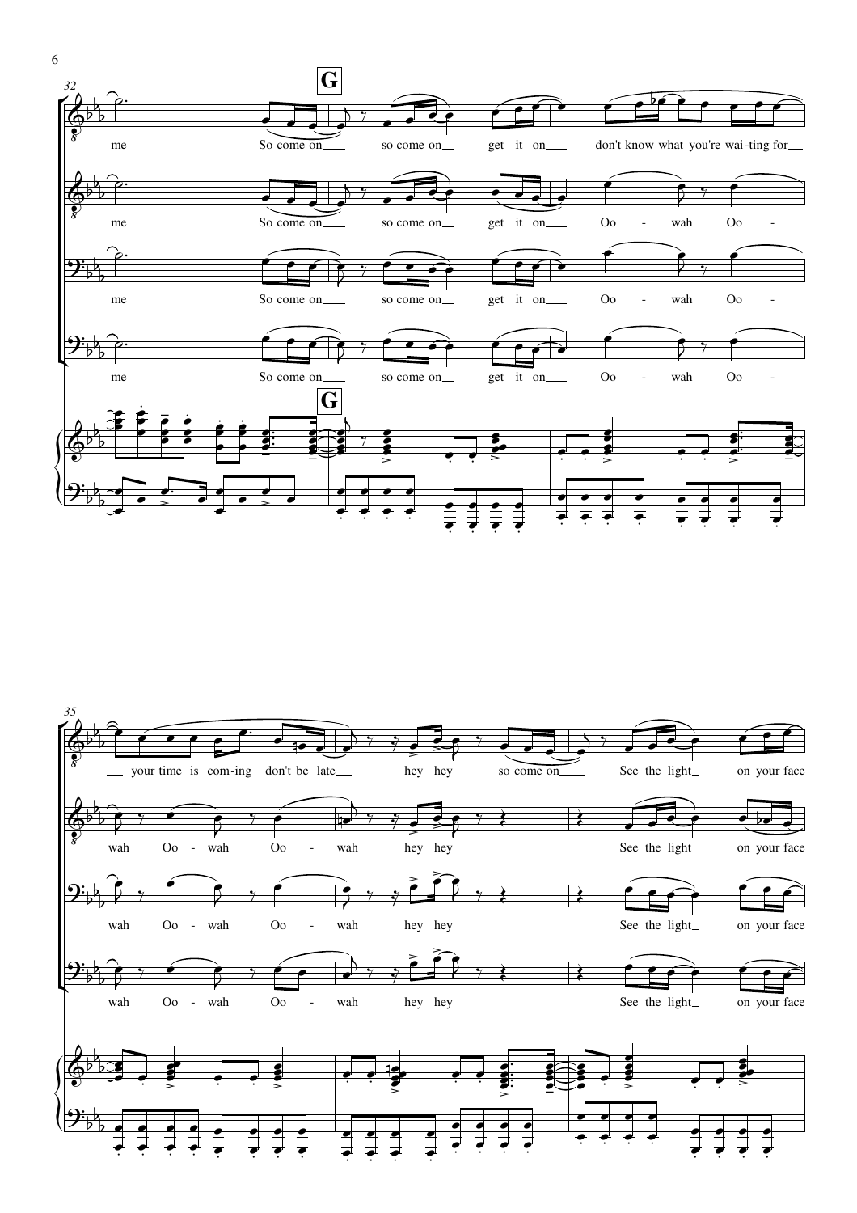**G**

32

me So come on___ so come on__ get it on___ don't know what you're wai-ting for__

me So come on___ so come on__ get it on___ Oo - wah Oo -

me So come on___ so come on__ get it on___ Oo - wah Oo -

me So come on___ so come on__ get it on___ Oo - wah Oo -

**G**

35

__ your time is com-ing don't be late__ hey hey so come on___ See the light__ on your face

wah Oo - wah Oo - wah hey hey See the light__ on your face

wah Oo - wah Oo - wah hey hey See the light__ on your face

wah Oo - wah Oo - wah hey hey See the light__ on your face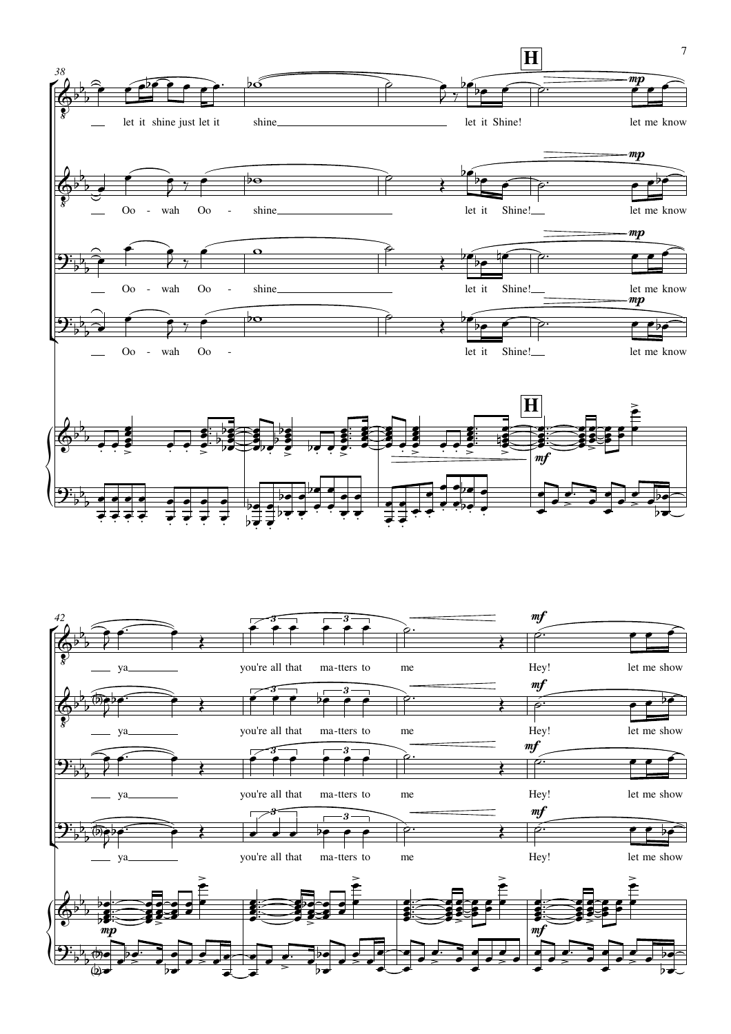**H**

let it shine just let it shine let it Shine! let me know

Oo - wah Oo - shine let it Shine! let me know

Oo - wah Oo - shine let it Shine! let me know

Oo - wah Oo - let it Shine! let me know

*mp*

*mf*

ya you're all that ma-tters to me Hey! let me show

ya you're all that ma-tters to me Hey! let me show

ya you're all that ma-tters to me Hey! let me show

ya you're all that ma-tters to me Hey! let me show

*mp*

*mf*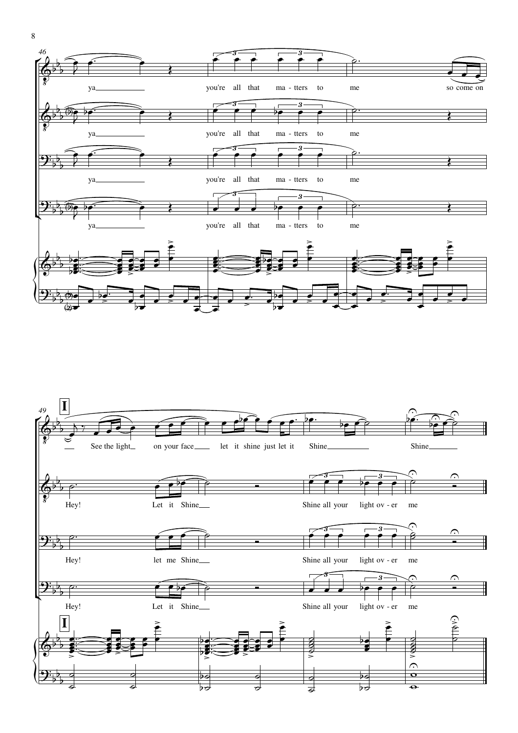46

ya you're all that ma - tters to me so come on

ya you're all that ma - tters to me

ya you're all that ma - tters to me

ya you're all that ma - tters to me

**I**

49

See the light on your face let it shine just let it Shine Shine

Hey! Let it Shine Shine all your light ov - er me

Hey! let me Shine Shine all your light ov - er me

Hey! Let it Shine Shine all your light ov - er me